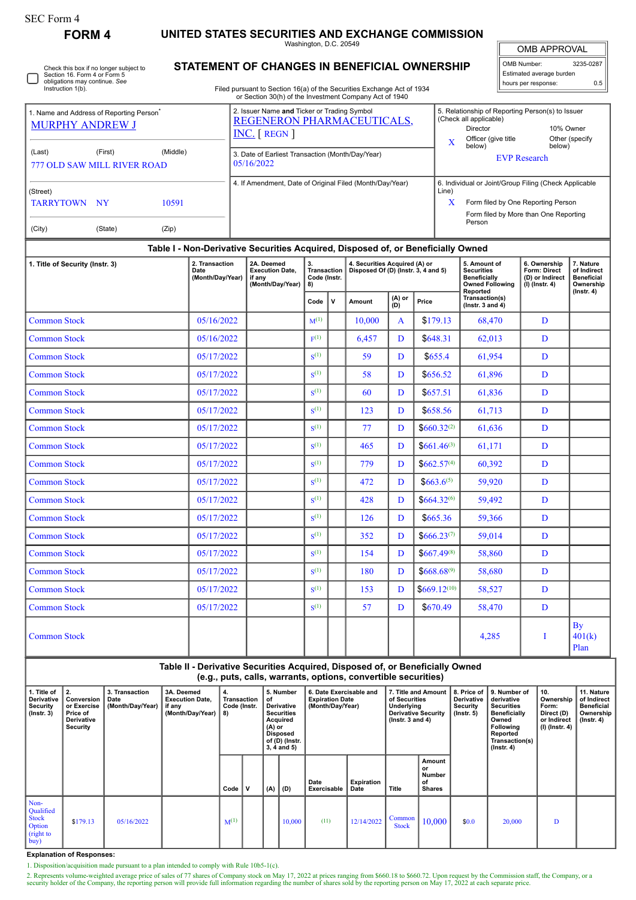SEC Form 4

**FORM 4**

# UNITED STATES SECURITIES AND EXCHANGE COMMISSION

Washington, D.C. 20549

## STATEMENT OF CHANGES IN BENEFICIAL OWNERSHIP

Filed pursuant to Section 16(a) of the Securities Exchange Act of 1934 or Section 30(h) of the Investment Company Act of 1940

| OMB APPROVAL | |
|---|---|
| OMB Number: | 3235-0287 |
| Estimated average burden | |
| hours per response: | 0.5 |

☐ Check this box if no longer subject to Section 16. Form 4 or Form 5 obligations may continue. *See* Instruction 1(b).

1. Name and Address of Reporting Person*
MURPHY ANDREW J

(Last) (First) (Middle)
777 OLD SAW MILL RIVER ROAD

(Street)
TARRYTOWN NY 10591

(City) (State) (Zip)

2. Issuer Name **and** Ticker or Trading Symbol
REGENERON PHARMACEUTICALS, INC. [ REGN ]

3. Date of Earliest Transaction (Month/Day/Year)
05/16/2022

4. If Amendment, Date of Original Filed (Month/Day/Year)

5. Relationship of Reporting Person(s) to Issuer (Check all applicable)
Director | 10% Owner
X Officer (give title below) | Other (specify below)
EVP Research

6. Individual or Joint/Group Filing (Check Applicable Line)
X Form filed by One Reporting Person
Form filed by More than One Reporting Person

### Table I - Non-Derivative Securities Acquired, Disposed of, or Beneficially Owned

| 1. Title of Security (Instr. 3) | 2. Transaction Date (Month/Day/Year) | 2A. Deemed Execution Date, if any (Month/Day/Year) | 3. Transaction Code (Instr. 8) | | 4. Securities Acquired (A) or Disposed Of (D) (Instr. 3, 4 and 5) | | | 5. Amount of Securities Beneficially Owned Following Reported Transaction(s) (Instr. 3 and 4) | 6. Ownership Form: Direct (D) or Indirect (I) (Instr. 4) | 7. Nature of Indirect Beneficial Ownership (Instr. 4) |
|---|---|---|---|---|---|---|---|---|---|---|
| | | | Code | V | Amount | (A) or (D) | Price | | | |
| Common Stock | 05/16/2022 | | M[(1)] | | 10,000 | A | $179.13 | 68,470 | D | |
| Common Stock | 05/16/2022 | | F[(1)] | | 6,457 | D | $648.31 | 62,013 | D | |
| Common Stock | 05/17/2022 | | S[(1)] | | 59 | D | $655.4 | 61,954 | D | |
| Common Stock | 05/17/2022 | | S[(1)] | | 58 | D | $656.52 | 61,896 | D | |
| Common Stock | 05/17/2022 | | S[(1)] | | 60 | D | $657.51 | 61,836 | D | |
| Common Stock | 05/17/2022 | | S[(1)] | | 123 | D | $658.56 | 61,713 | D | |
| Common Stock | 05/17/2022 | | S[(1)] | | 77 | D | $660.32[(2)] | 61,636 | D | |
| Common Stock | 05/17/2022 | | S[(1)] | | 465 | D | $661.46[(3)] | 61,171 | D | |
| Common Stock | 05/17/2022 | | S[(1)] | | 779 | D | $662.57[(4)] | 60,392 | D | |
| Common Stock | 05/17/2022 | | S[(1)] | | 472 | D | $663.6[(5)] | 59,920 | D | |
| Common Stock | 05/17/2022 | | S[(1)] | | 428 | D | $664.32[(6)] | 59,492 | D | |
| Common Stock | 05/17/2022 | | S[(1)] | | 126 | D | $665.36 | 59,366 | D | |
| Common Stock | 05/17/2022 | | S[(1)] | | 352 | D | $666.23[(7)] | 59,014 | D | |
| Common Stock | 05/17/2022 | | S[(1)] | | 154 | D | $667.49[(8)] | 58,860 | D | |
| Common Stock | 05/17/2022 | | S[(1)] | | 180 | D | $668.68[(9)] | 58,680 | D | |
| Common Stock | 05/17/2022 | | S[(1)] | | 153 | D | $669.12[(10)] | 58,527 | D | |
| Common Stock | 05/17/2022 | | S[(1)] | | 57 | D | $670.49 | 58,470 | D | |
| Common Stock | | | | | | | | 4,285 | I | By 401(k) Plan |

### Table II - Derivative Securities Acquired, Disposed of, or Beneficially Owned (e.g., puts, calls, warrants, options, convertible securities)

| 1. Title of Derivative Security (Instr. 3) | 2. Conversion or Exercise Price of Derivative Security | 3. Transaction Date (Month/Day/Year) | 3A. Deemed Execution Date, if any (Month/Day/Year) | 4. Transaction Code (Instr. 8) | | 5. Number of Derivative Securities Acquired (A) or Disposed of (D) (Instr. 3, 4 and 5) | | 6. Date Exercisable and Expiration Date (Month/Day/Year) | | 7. Title and Amount of Securities Underlying Derivative Security (Instr. 3 and 4) | | 8. Price of Derivative Security (Instr. 5) | 9. Number of derivative Securities Beneficially Owned Following Reported Transaction(s) (Instr. 4) | 10. Ownership Form: Direct (D) or Indirect (I) (Instr. 4) | 11. Nature of Indirect Beneficial Ownership (Instr. 4) |
|---|---|---|---|---|---|---|---|---|---|---|---|---|---|---|---|
| | | | | Code | V | (A) | (D) | Date Exercisable | Expiration Date | Title | Amount or Number of Shares | | | | |
| Non-Qualified Stock Option (right to buy) | $179.13 | 05/16/2022 | | M[(1)] | | | 10,000 | (11) | 12/14/2022 | Common Stock | 10,000 | $0.0 | 20,000 | D | |

**Explanation of Responses:**

1. Disposition/acquisition made pursuant to a plan intended to comply with Rule 10b5-1(c).

2. Represents volume-weighted average price of sales of 77 shares of Company stock on May 17, 2022 at prices ranging from $660.18 to $660.72. Upon request by the Commission staff, the Company, or a security holder of the Company, the reporting person will provide full information regarding the number of shares sold by the reporting person on May 17, 2022 at each separate price.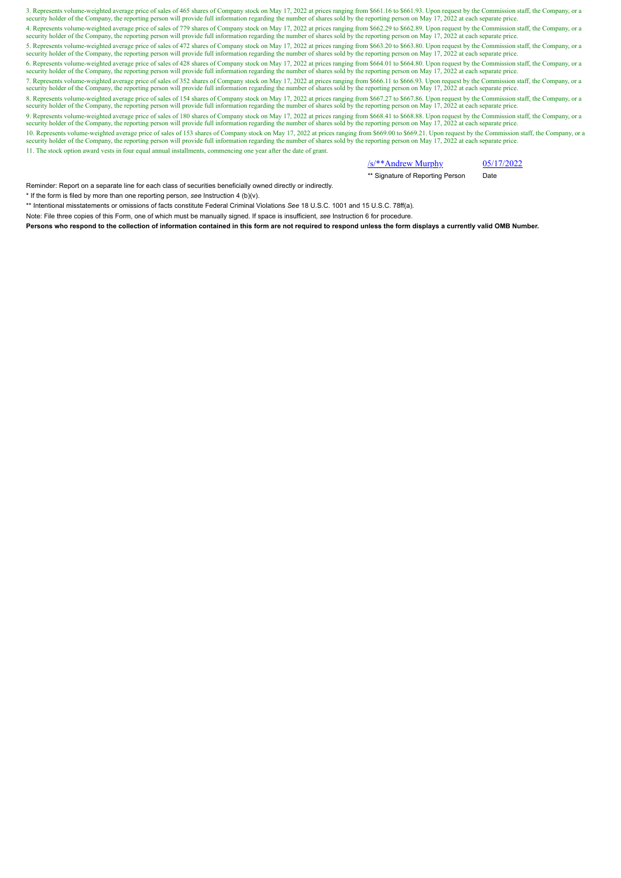3. Represents volume-weighted average price of sales of 465 shares of Company stock on May 17, 2022 at prices ranging from $661.16 to $661.93. Upon request by the Commission staff, the Company, or a security holder of the Company, the reporting person will provide full information regarding the number of shares sold by the reporting person on May 17, 2022 at each separate price.

4. Represents volume-weighted average price of sales of 779 shares of Company stock on May 17, 2022 at prices ranging from $662.29 to $662.89. Upon request by the Commission staff, the Company, or a security holder of the Company, the reporting person will provide full information regarding the number of shares sold by the reporting person on May 17, 2022 at each separate price.

5. Represents volume-weighted average price of sales of 472 shares of Company stock on May 17, 2022 at prices ranging from $663.20 to $663.80. Upon request by the Commission staff, the Company, or a security holder of the Company, the reporting person will provide full information regarding the number of shares sold by the reporting person on May 17, 2022 at each separate price.

6. Represents volume-weighted average price of sales of 428 shares of Company stock on May 17, 2022 at prices ranging from $664.01 to $664.80. Upon request by the Commission staff, the Company, or a security holder of the Company, the reporting person will provide full information regarding the number of shares sold by the reporting person on May 17, 2022 at each separate price.

7. Represents volume-weighted average price of sales of 352 shares of Company stock on May 17, 2022 at prices ranging from $666.11 to $666.93. Upon request by the Commission staff, the Company, or a security holder of the Company, the reporting person will provide full information regarding the number of shares sold by the reporting person on May 17, 2022 at each separate price.

8. Represents volume-weighted average price of sales of 154 shares of Company stock on May 17, 2022 at prices ranging from $667.27 to $667.86. Upon request by the Commission staff, the Company, or a security holder of the Company, the reporting person will provide full information regarding the number of shares sold by the reporting person on May 17, 2022 at each separate price.

9. Represents volume-weighted average price of sales of 180 shares of Company stock on May 17, 2022 at prices ranging from $668.41 to $668.88. Upon request by the Commission staff, the Company, or a security holder of the Company, the reporting person will provide full information regarding the number of shares sold by the reporting person on May 17, 2022 at each separate price.

10. Represents volume-weighted average price of sales of 153 shares of Company stock on May 17, 2022 at prices ranging from $669.00 to $669.21. Upon request by the Commission staff, the Company, or a security holder of the Company, the reporting person will provide full information regarding the number of shares sold by the reporting person on May 17, 2022 at each separate price.

11. The stock option award vests in four equal annual installments, commencing one year after the date of grant.

| | |
|---|---|
| /s/**Andrew Murphy | 05/17/2022 |
| ** Signature of Reporting Person | Date |

Reminder: Report on a separate line for each class of securities beneficially owned directly or indirectly.

* If the form is filed by more than one reporting person, *see* Instruction 4 (b)(v).

** Intentional misstatements or omissions of facts constitute Federal Criminal Violations *See* 18 U.S.C. 1001 and 15 U.S.C. 78ff(a).

Note: File three copies of this Form, one of which must be manually signed. If space is insufficient, *see* Instruction 6 for procedure.

**Persons who respond to the collection of information contained in this form are not required to respond unless the form displays a currently valid OMB Number.**